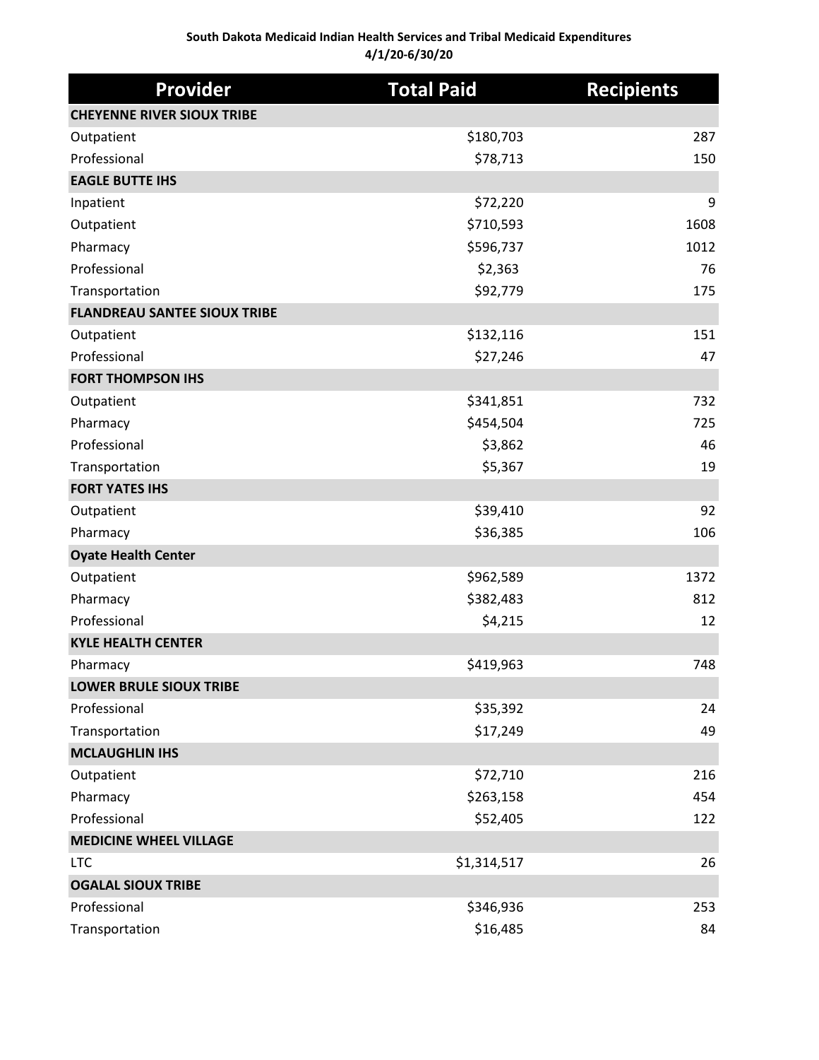**South Dakota Medicaid Indian Health Services and Tribal Medicaid Expenditures**
**4/1/20-6/30/20**

| Provider | Total Paid | Recipients |
|---|---|---|
| **CHEYENNE RIVER SIOUX TRIBE** | | |
| Outpatient | $180,703 | 287 |
| Professional | $78,713 | 150 |
| **EAGLE BUTTE IHS** | | |
| Inpatient | $72,220 | 9 |
| Outpatient | $710,593 | 1608 |
| Pharmacy | $596,737 | 1012 |
| Professional | $2,363 | 76 |
| Transportation | $92,779 | 175 |
| **FLANDREAU SANTEE SIOUX TRIBE** | | |
| Outpatient | $132,116 | 151 |
| Professional | $27,246 | 47 |
| **FORT THOMPSON IHS** | | |
| Outpatient | $341,851 | 732 |
| Pharmacy | $454,504 | 725 |
| Professional | $3,862 | 46 |
| Transportation | $5,367 | 19 |
| **FORT YATES IHS** | | |
| Outpatient | $39,410 | 92 |
| Pharmacy | $36,385 | 106 |
| **Oyate Health Center** | | |
| Outpatient | $962,589 | 1372 |
| Pharmacy | $382,483 | 812 |
| Professional | $4,215 | 12 |
| **KYLE HEALTH CENTER** | | |
| Pharmacy | $419,963 | 748 |
| **LOWER BRULE SIOUX TRIBE** | | |
| Professional | $35,392 | 24 |
| Transportation | $17,249 | 49 |
| **MCLAUGHLIN IHS** | | |
| Outpatient | $72,710 | 216 |
| Pharmacy | $263,158 | 454 |
| Professional | $52,405 | 122 |
| **MEDICINE WHEEL VILLAGE** | | |
| LTC | $1,314,517 | 26 |
| **OGALAL SIOUX TRIBE** | | |
| Professional | $346,936 | 253 |
| Transportation | $16,485 | 84 |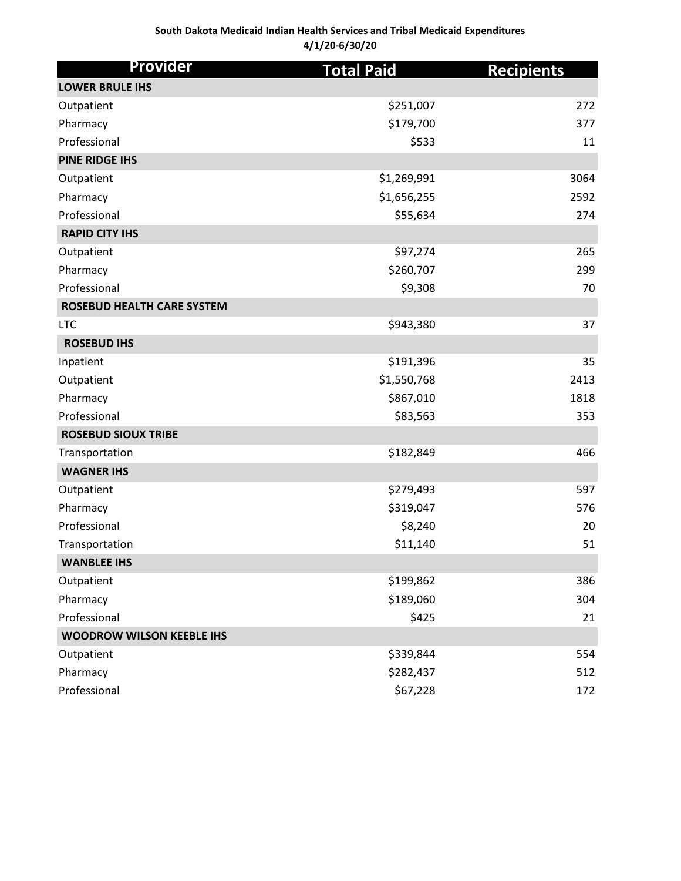**South Dakota Medicaid Indian Health Services and Tribal Medicaid Expenditures**
**4/1/20-6/30/20**

| Provider | Total Paid | Recipients |
|---|---|---|
| **LOWER BRULE IHS** | | |
| Outpatient | $251,007 | 272 |
| Pharmacy | $179,700 | 377 |
| Professional | $533 | 11 |
| **PINE RIDGE IHS** | | |
| Outpatient | $1,269,991 | 3064 |
| Pharmacy | $1,656,255 | 2592 |
| Professional | $55,634 | 274 |
| **RAPID CITY IHS** | | |
| Outpatient | $97,274 | 265 |
| Pharmacy | $260,707 | 299 |
| Professional | $9,308 | 70 |
| **ROSEBUD HEALTH CARE SYSTEM** | | |
| LTC | $943,380 | 37 |
| **ROSEBUD IHS** | | |
| Inpatient | $191,396 | 35 |
| Outpatient | $1,550,768 | 2413 |
| Pharmacy | $867,010 | 1818 |
| Professional | $83,563 | 353 |
| **ROSEBUD SIOUX TRIBE** | | |
| Transportation | $182,849 | 466 |
| **WAGNER IHS** | | |
| Outpatient | $279,493 | 597 |
| Pharmacy | $319,047 | 576 |
| Professional | $8,240 | 20 |
| Transportation | $11,140 | 51 |
| **WANBLEE IHS** | | |
| Outpatient | $199,862 | 386 |
| Pharmacy | $189,060 | 304 |
| Professional | $425 | 21 |
| **WOODROW WILSON KEEBLE IHS** | | |
| Outpatient | $339,844 | 554 |
| Pharmacy | $282,437 | 512 |
| Professional | $67,228 | 172 |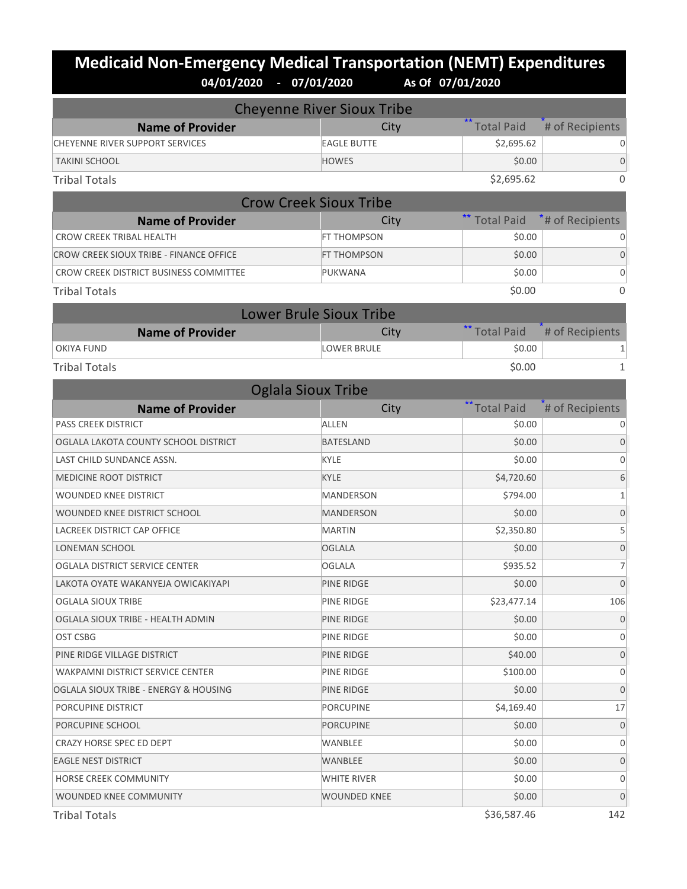# Medicaid Non-Emergency Medical Transportation (NEMT) Expenditures

**04/01/2020 - 07/01/2020 As Of 07/01/2020**

## Cheyenne River Sioux Tribe

| Name of Provider | City | ** Total Paid | * # of Recipients |
|---|---|---|---|
| CHEYENNE RIVER SUPPORT SERVICES | EAGLE BUTTE | $2,695.62 | 0 |
| TAKINI SCHOOL | HOWES | $0.00 | 0 |
| Tribal Totals | | $2,695.62 | 0 |

## Crow Creek Sioux Tribe

| Name of Provider | City | ** Total Paid | * # of Recipients |
|---|---|---|---|
| CROW CREEK TRIBAL HEALTH | FT THOMPSON | $0.00 | 0 |
| CROW CREEK SIOUX TRIBE - FINANCE OFFICE | FT THOMPSON | $0.00 | 0 |
| CROW CREEK DISTRICT BUSINESS COMMITTEE | PUKWANA | $0.00 | 0 |
| Tribal Totals | | $0.00 | 0 |

## Lower Brule Sioux Tribe

| Name of Provider | City | ** Total Paid | * # of Recipients |
|---|---|---|---|
| OKIYA FUND | LOWER BRULE | $0.00 | 1 |
| Tribal Totals | | $0.00 | 1 |

## Oglala Sioux Tribe

| Name of Provider | City | ** Total Paid | * # of Recipients |
|---|---|---|---|
| PASS CREEK DISTRICT | ALLEN | $0.00 | 0 |
| OGLALA LAKOTA COUNTY SCHOOL DISTRICT | BATESLAND | $0.00 | 0 |
| LAST CHILD SUNDANCE ASSN. | KYLE | $0.00 | 0 |
| MEDICINE ROOT DISTRICT | KYLE | $4,720.60 | 6 |
| WOUNDED KNEE DISTRICT | MANDERSON | $794.00 | 1 |
| WOUNDED KNEE DISTRICT SCHOOL | MANDERSON | $0.00 | 0 |
| LACREEK DISTRICT CAP OFFICE | MARTIN | $2,350.80 | 5 |
| LONEMAN SCHOOL | OGLALA | $0.00 | 0 |
| OGLALA DISTRICT SERVICE CENTER | OGLALA | $935.52 | 7 |
| LAKOTA OYATE WAKANYEJA OWICAKIYAPI | PINE RIDGE | $0.00 | 0 |
| OGLALA SIOUX TRIBE | PINE RIDGE | $23,477.14 | 106 |
| OGLALA SIOUX TRIBE - HEALTH ADMIN | PINE RIDGE | $0.00 | 0 |
| OST CSBG | PINE RIDGE | $0.00 | 0 |
| PINE RIDGE VILLAGE DISTRICT | PINE RIDGE | $40.00 | 0 |
| WAKPAMNI DISTRICT SERVICE CENTER | PINE RIDGE | $100.00 | 0 |
| OGLALA SIOUX TRIBE - ENERGY & HOUSING | PINE RIDGE | $0.00 | 0 |
| PORCUPINE DISTRICT | PORCUPINE | $4,169.40 | 17 |
| PORCUPINE SCHOOL | PORCUPINE | $0.00 | 0 |
| CRAZY HORSE SPEC ED DEPT | WANBLEE | $0.00 | 0 |
| EAGLE NEST DISTRICT | WANBLEE | $0.00 | 0 |
| HORSE CREEK COMMUNITY | WHITE RIVER | $0.00 | 0 |
| WOUNDED KNEE COMMUNITY | WOUNDED KNEE | $0.00 | 0 |
| Tribal Totals | | $36,587.46 | 142 |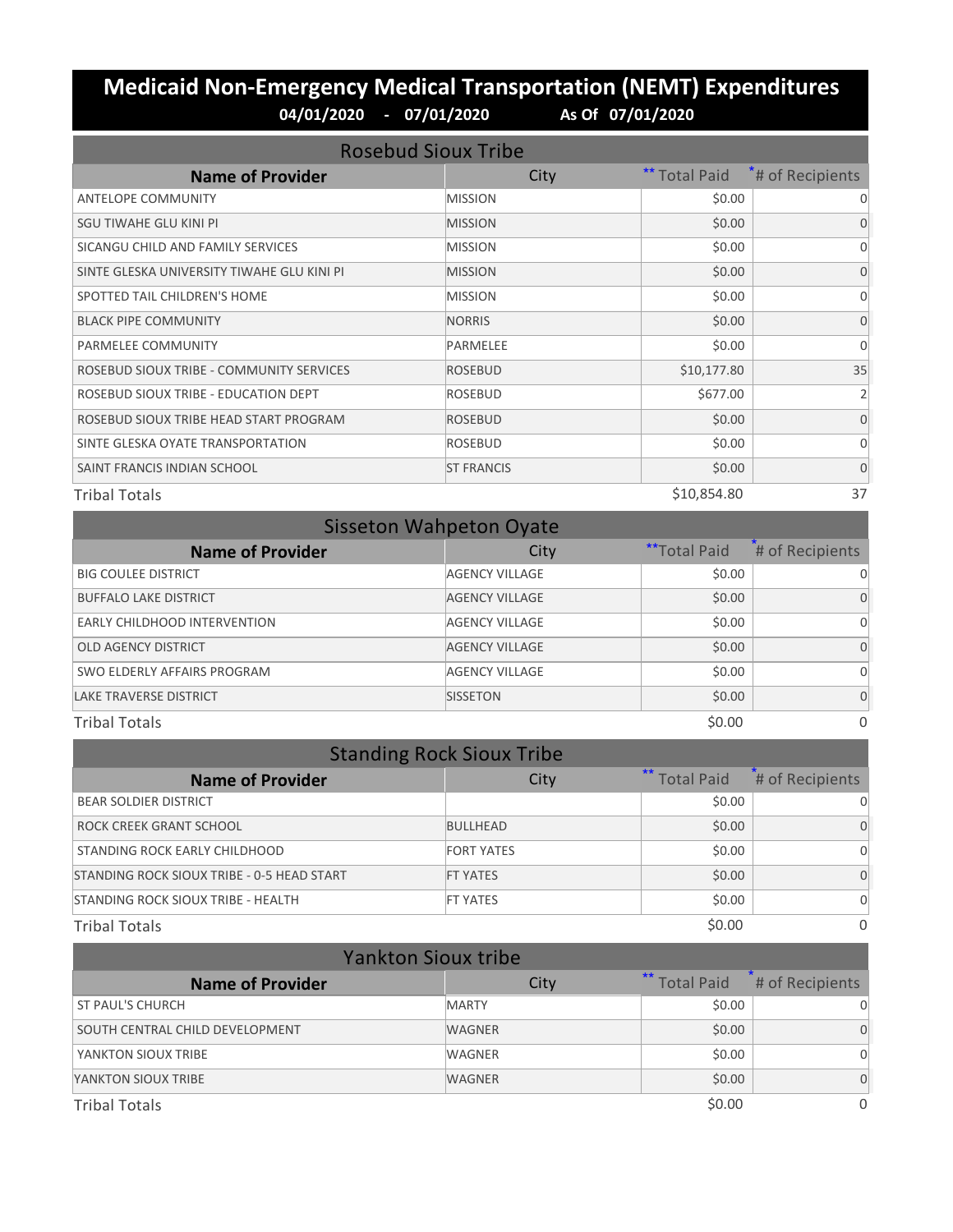# Medicaid Non-Emergency Medical Transportation (NEMT) Expenditures

**04/01/2020 - 07/01/2020 As Of 07/01/2020**

## Rosebud Sioux Tribe

| Name of Provider | City | ** Total Paid | * # of Recipients |
|---|---|---|---|
| ANTELOPE COMMUNITY | MISSION | $0.00 | 0 |
| SGU TIWAHE GLU KINI PI | MISSION | $0.00 | 0 |
| SICANGU CHILD AND FAMILY SERVICES | MISSION | $0.00 | 0 |
| SINTE GLESKA UNIVERSITY TIWAHE GLU KINI PI | MISSION | $0.00 | 0 |
| SPOTTED TAIL CHILDREN'S HOME | MISSION | $0.00 | 0 |
| BLACK PIPE COMMUNITY | NORRIS | $0.00 | 0 |
| PARMELEE COMMUNITY | PARMELEE | $0.00 | 0 |
| ROSEBUD SIOUX TRIBE - COMMUNITY SERVICES | ROSEBUD | $10,177.80 | 35 |
| ROSEBUD SIOUX TRIBE - EDUCATION DEPT | ROSEBUD | $677.00 | 2 |
| ROSEBUD SIOUX TRIBE HEAD START PROGRAM | ROSEBUD | $0.00 | 0 |
| SINTE GLESKA OYATE TRANSPORTATION | ROSEBUD | $0.00 | 0 |
| SAINT FRANCIS INDIAN SCHOOL | ST FRANCIS | $0.00 | 0 |
| Tribal Totals | | $10,854.80 | 37 |

## Sisseton Wahpeton Oyate

| Name of Provider | City | ** Total Paid | * # of Recipients |
|---|---|---|---|
| BIG COULEE DISTRICT | AGENCY VILLAGE | $0.00 | 0 |
| BUFFALO LAKE DISTRICT | AGENCY VILLAGE | $0.00 | 0 |
| EARLY CHILDHOOD INTERVENTION | AGENCY VILLAGE | $0.00 | 0 |
| OLD AGENCY DISTRICT | AGENCY VILLAGE | $0.00 | 0 |
| SWO ELDERLY AFFAIRS PROGRAM | AGENCY VILLAGE | $0.00 | 0 |
| LAKE TRAVERSE DISTRICT | SISSETON | $0.00 | 0 |
| Tribal Totals | | $0.00 | 0 |

## Standing Rock Sioux Tribe

| Name of Provider | City | ** Total Paid | * # of Recipients |
|---|---|---|---|
| BEAR SOLDIER DISTRICT | | $0.00 | 0 |
| ROCK CREEK GRANT SCHOOL | BULLHEAD | $0.00 | 0 |
| STANDING ROCK EARLY CHILDHOOD | FORT YATES | $0.00 | 0 |
| STANDING ROCK SIOUX TRIBE - 0-5 HEAD START | FT YATES | $0.00 | 0 |
| STANDING ROCK SIOUX TRIBE - HEALTH | FT YATES | $0.00 | 0 |
| Tribal Totals | | $0.00 | 0 |

## Yankton Sioux tribe

| Name of Provider | City | ** Total Paid | * # of Recipients |
|---|---|---|---|
| ST PAUL'S CHURCH | MARTY | $0.00 | 0 |
| SOUTH CENTRAL CHILD DEVELOPMENT | WAGNER | $0.00 | 0 |
| YANKTON SIOUX TRIBE | WAGNER | $0.00 | 0 |
| YANKTON SIOUX TRIBE | WAGNER | $0.00 | 0 |
| Tribal Totals | | $0.00 | 0 |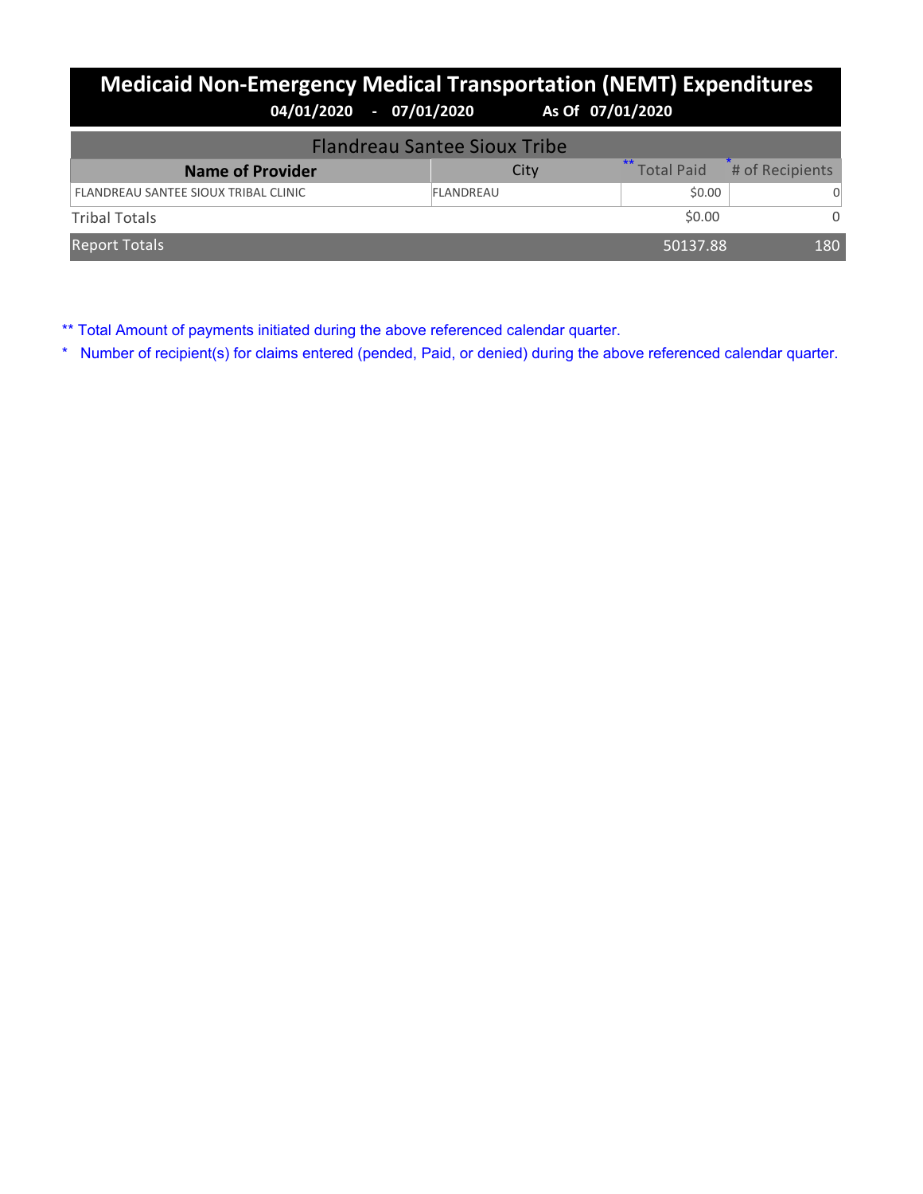# Medicaid Non-Emergency Medical Transportation (NEMT) Expenditures

**04/01/2020 - 07/01/2020 As Of 07/01/2020**

## Flandreau Santee Sioux Tribe

| Name of Provider | City | ** Total Paid | * # of Recipients |
| --- | --- | --- | --- |
| FLANDREAU SANTEE SIOUX TRIBAL CLINIC | FLANDREAU | $0.00 | 0 |
| Tribal Totals | | $0.00 | 0 |
| Report Totals | | 50137.88 | 180 |

** Total Amount of payments initiated during the above referenced calendar quarter.

* Number of recipient(s) for claims entered (pended, Paid, or denied) during the above referenced calendar quarter.